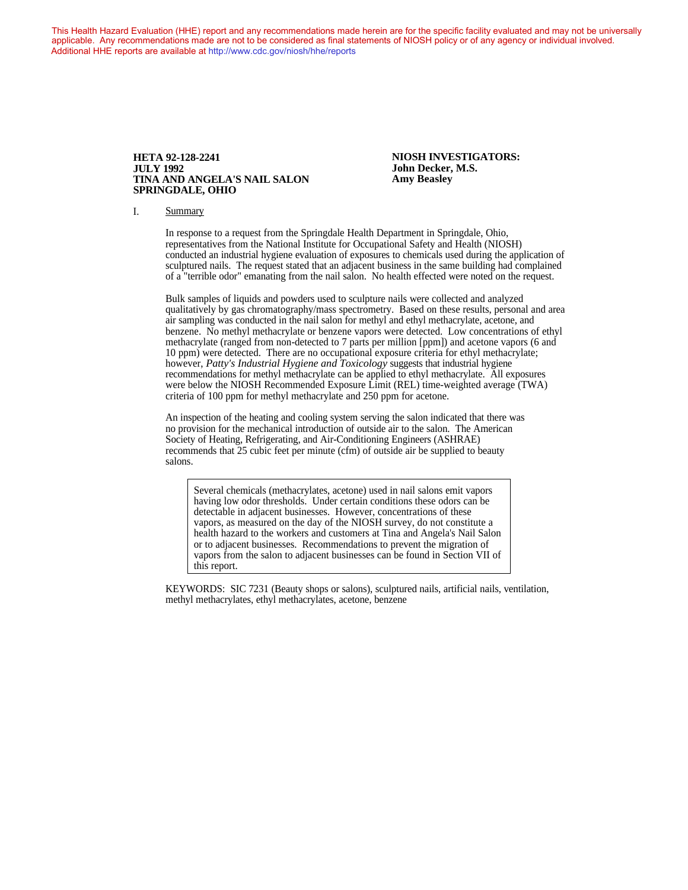This Health Hazard Evaluation (HHE) report and any recommendations made herein are for the specific facility evaluated and may not be universally applicable. Any recommendations made are not to be considered as final statements of NIOSH policy or of any agency or individual involved. Additional HHE reports are available at http://www.cdc.gov/niosh/hhe/reports

**HETA 92-128-2241**
**JULY 1992**
**TINA AND ANGELA'S NAIL SALON**
**SPRINGDALE, OHIO**

**NIOSH INVESTIGATORS:**
**John Decker, M.S.**
**Amy Beasley**

## I. Summary

In response to a request from the Springdale Health Department in Springdale, Ohio, representatives from the National Institute for Occupational Safety and Health (NIOSH) conducted an industrial hygiene evaluation of exposures to chemicals used during the application of sculptured nails. The request stated that an adjacent business in the same building had complained of a "terrible odor" emanating from the nail salon. No health effected were noted on the request.

Bulk samples of liquids and powders used to sculpture nails were collected and analyzed qualitatively by gas chromatography/mass spectrometry. Based on these results, personal and area air sampling was conducted in the nail salon for methyl and ethyl methacrylate, acetone, and benzene. No methyl methacrylate or benzene vapors were detected. Low concentrations of ethyl methacrylate (ranged from non-detected to 7 parts per million [ppm]) and acetone vapors (6 and 10 ppm) were detected. There are no occupational exposure criteria for ethyl methacrylate; however, *Patty's Industrial Hygiene and Toxicology* suggests that industrial hygiene recommendations for methyl methacrylate can be applied to ethyl methacrylate. All exposures were below the NIOSH Recommended Exposure Limit (REL) time-weighted average (TWA) criteria of 100 ppm for methyl methacrylate and 250 ppm for acetone.

An inspection of the heating and cooling system serving the salon indicated that there was no provision for the mechanical introduction of outside air to the salon. The American Society of Heating, Refrigerating, and Air-Conditioning Engineers (ASHRAE) recommends that 25 cubic feet per minute (cfm) of outside air be supplied to beauty salons.

> Several chemicals (methacrylates, acetone) used in nail salons emit vapors having low odor thresholds. Under certain conditions these odors can be detectable in adjacent businesses. However, concentrations of these vapors, as measured on the day of the NIOSH survey, do not constitute a health hazard to the workers and customers at Tina and Angela's Nail Salon or to adjacent businesses. Recommendations to prevent the migration of vapors from the salon to adjacent businesses can be found in Section VII of this report.

KEYWORDS: SIC 7231 (Beauty shops or salons), sculptured nails, artificial nails, ventilation, methyl methacrylates, ethyl methacrylates, acetone, benzene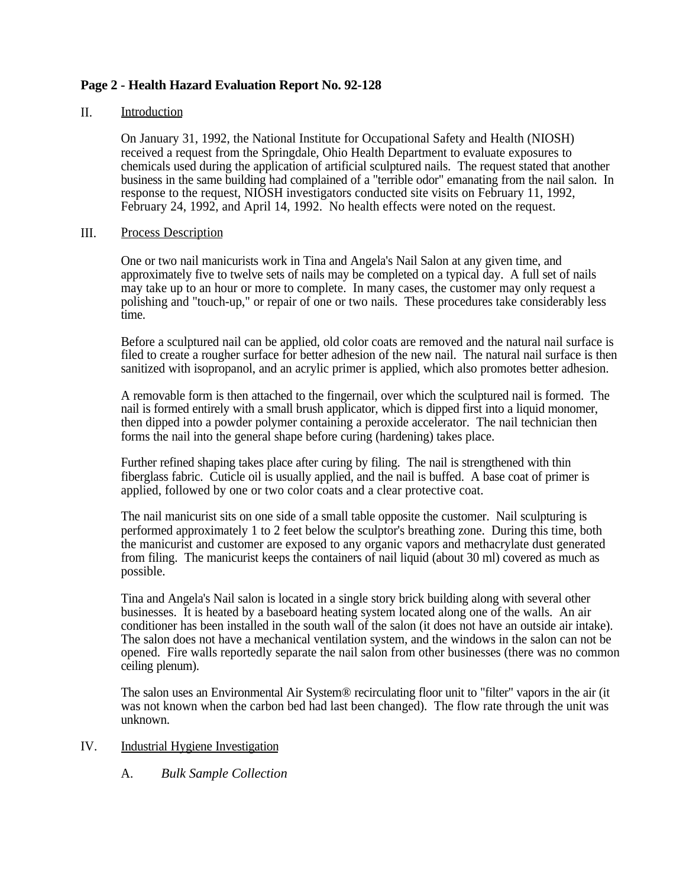## II. Introduction

On January 31, 1992, the National Institute for Occupational Safety and Health (NIOSH) received a request from the Springdale, Ohio Health Department to evaluate exposures to chemicals used during the application of artificial sculptured nails. The request stated that another business in the same building had complained of a "terrible odor" emanating from the nail salon. In response to the request, NIOSH investigators conducted site visits on February 11, 1992, February 24, 1992, and April 14, 1992. No health effects were noted on the request.

## III. Process Description

One or two nail manicurists work in Tina and Angela's Nail Salon at any given time, and approximately five to twelve sets of nails may be completed on a typical day. A full set of nails may take up to an hour or more to complete. In many cases, the customer may only request a polishing and "touch-up," or repair of one or two nails. These procedures take considerably less time.

Before a sculptured nail can be applied, old color coats are removed and the natural nail surface is filed to create a rougher surface for better adhesion of the new nail. The natural nail surface is then sanitized with isopropanol, and an acrylic primer is applied, which also promotes better adhesion.

A removable form is then attached to the fingernail, over which the sculptured nail is formed. The nail is formed entirely with a small brush applicator, which is dipped first into a liquid monomer, then dipped into a powder polymer containing a peroxide accelerator. The nail technician then forms the nail into the general shape before curing (hardening) takes place.

Further refined shaping takes place after curing by filing. The nail is strengthened with thin fiberglass fabric. Cuticle oil is usually applied, and the nail is buffed. A base coat of primer is applied, followed by one or two color coats and a clear protective coat.

The nail manicurist sits on one side of a small table opposite the customer. Nail sculpturing is performed approximately 1 to 2 feet below the sculptor's breathing zone. During this time, both the manicurist and customer are exposed to any organic vapors and methacrylate dust generated from filing. The manicurist keeps the containers of nail liquid (about 30 ml) covered as much as possible.

Tina and Angela's Nail salon is located in a single story brick building along with several other businesses. It is heated by a baseboard heating system located along one of the walls. An air conditioner has been installed in the south wall of the salon (it does not have an outside air intake). The salon does not have a mechanical ventilation system, and the windows in the salon can not be opened. Fire walls reportedly separate the nail salon from other businesses (there was no common ceiling plenum).

The salon uses an Environmental Air System® recirculating floor unit to "filter" vapors in the air (it was not known when the carbon bed had last been changed). The flow rate through the unit was unknown.

## IV. Industrial Hygiene Investigation

### A. *Bulk Sample Collection*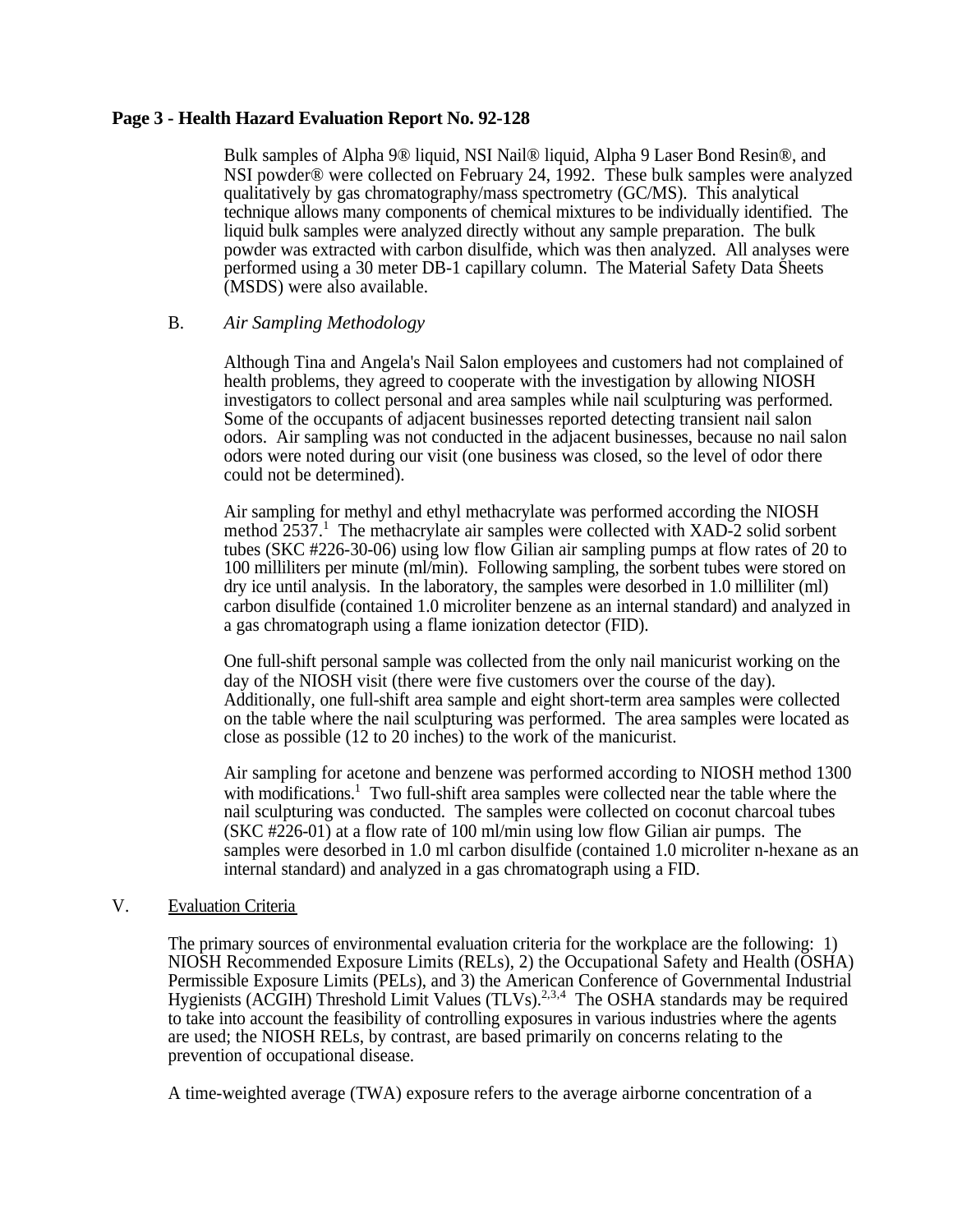Bulk samples of Alpha 9® liquid, NSI Nail® liquid, Alpha 9 Laser Bond Resin®, and NSI powder® were collected on February 24, 1992. These bulk samples were analyzed qualitatively by gas chromatography/mass spectrometry (GC/MS). This analytical technique allows many components of chemical mixtures to be individually identified. The liquid bulk samples were analyzed directly without any sample preparation. The bulk powder was extracted with carbon disulfide, which was then analyzed. All analyses were performed using a 30 meter DB-1 capillary column. The Material Safety Data Sheets (MSDS) were also available.

B. *Air Sampling Methodology*

Although Tina and Angela's Nail Salon employees and customers had not complained of health problems, they agreed to cooperate with the investigation by allowing NIOSH investigators to collect personal and area samples while nail sculpturing was performed. Some of the occupants of adjacent businesses reported detecting transient nail salon odors. Air sampling was not conducted in the adjacent businesses, because no nail salon odors were noted during our visit (one business was closed, so the level of odor there could not be determined).

Air sampling for methyl and ethyl methacrylate was performed according the NIOSH method 2537.[1] The methacrylate air samples were collected with XAD-2 solid sorbent tubes (SKC #226-30-06) using low flow Gilian air sampling pumps at flow rates of 20 to 100 milliliters per minute (ml/min). Following sampling, the sorbent tubes were stored on dry ice until analysis. In the laboratory, the samples were desorbed in 1.0 milliliter (ml) carbon disulfide (contained 1.0 microliter benzene as an internal standard) and analyzed in a gas chromatograph using a flame ionization detector (FID).

One full-shift personal sample was collected from the only nail manicurist working on the day of the NIOSH visit (there were five customers over the course of the day). Additionally, one full-shift area sample and eight short-term area samples were collected on the table where the nail sculpturing was performed. The area samples were located as close as possible (12 to 20 inches) to the work of the manicurist.

Air sampling for acetone and benzene was performed according to NIOSH method 1300 with modifications.[1] Two full-shift area samples were collected near the table where the nail sculpturing was conducted. The samples were collected on coconut charcoal tubes (SKC #226-01) at a flow rate of 100 ml/min using low flow Gilian air pumps. The samples were desorbed in 1.0 ml carbon disulfide (contained 1.0 microliter n-hexane as an internal standard) and analyzed in a gas chromatograph using a FID.

## V. Evaluation Criteria

The primary sources of environmental evaluation criteria for the workplace are the following: 1) NIOSH Recommended Exposure Limits (RELs), 2) the Occupational Safety and Health (OSHA) Permissible Exposure Limits (PELs), and 3) the American Conference of Governmental Industrial Hygienists (ACGIH) Threshold Limit Values (TLVs).[2,3,4] The OSHA standards may be required to take into account the feasibility of controlling exposures in various industries where the agents are used; the NIOSH RELs, by contrast, are based primarily on concerns relating to the prevention of occupational disease.

A time-weighted average (TWA) exposure refers to the average airborne concentration of a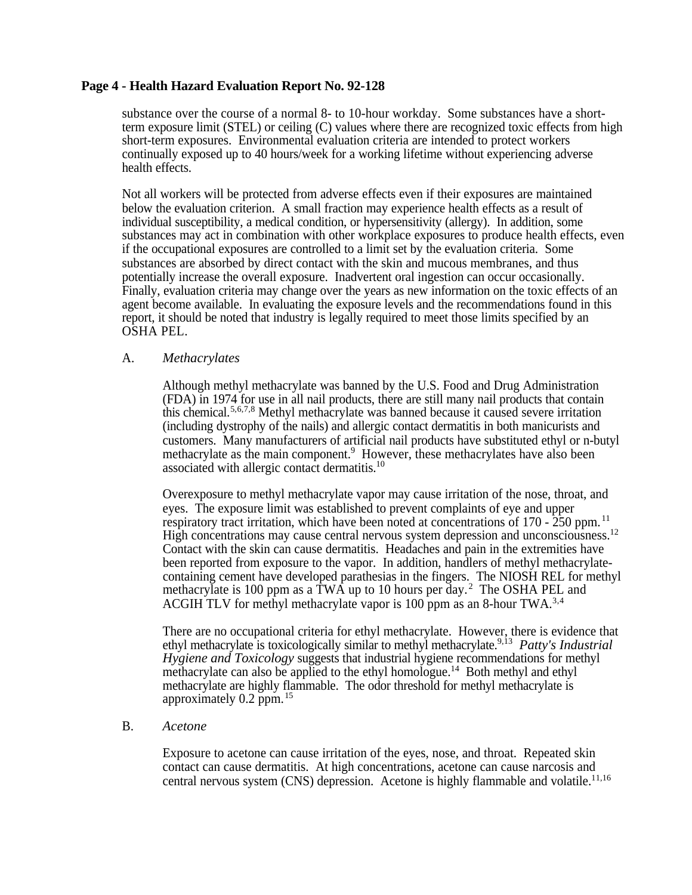substance over the course of a normal 8- to 10-hour workday. Some substances have a short-term exposure limit (STEL) or ceiling (C) values where there are recognized toxic effects from high short-term exposures. Environmental evaluation criteria are intended to protect workers continually exposed up to 40 hours/week for a working lifetime without experiencing adverse health effects.

Not all workers will be protected from adverse effects even if their exposures are maintained below the evaluation criterion. A small fraction may experience health effects as a result of individual susceptibility, a medical condition, or hypersensitivity (allergy). In addition, some substances may act in combination with other workplace exposures to produce health effects, even if the occupational exposures are controlled to a limit set by the evaluation criteria. Some substances are absorbed by direct contact with the skin and mucous membranes, and thus potentially increase the overall exposure. Inadvertent oral ingestion can occur occasionally. Finally, evaluation criteria may change over the years as new information on the toxic effects of an agent become available. In evaluating the exposure levels and the recommendations found in this report, it should be noted that industry is legally required to meet those limits specified by an OSHA PEL.

A. *Methacrylates*

Although methyl methacrylate was banned by the U.S. Food and Drug Administration (FDA) in 1974 for use in all nail products, there are still many nail products that contain this chemical.[5,6,7,8] Methyl methacrylate was banned because it caused severe irritation (including dystrophy of the nails) and allergic contact dermatitis in both manicurists and customers. Many manufacturers of artificial nail products have substituted ethyl or n-butyl methacrylate as the main component.[9] However, these methacrylates have also been associated with allergic contact dermatitis.[10]

Overexposure to methyl methacrylate vapor may cause irritation of the nose, throat, and eyes. The exposure limit was established to prevent complaints of eye and upper respiratory tract irritation, which have been noted at concentrations of 170 - 250 ppm.[11] High concentrations may cause central nervous system depression and unconsciousness.[12] Contact with the skin can cause dermatitis. Headaches and pain in the extremities have been reported from exposure to the vapor. In addition, handlers of methyl methacrylate-containing cement have developed parathesias in the fingers. The NIOSH REL for methyl methacrylate is 100 ppm as a TWA up to 10 hours per day.[2] The OSHA PEL and ACGIH TLV for methyl methacrylate vapor is 100 ppm as an 8-hour TWA.[3,4]

There are no occupational criteria for ethyl methacrylate. However, there is evidence that ethyl methacrylate is toxicologically similar to methyl methacrylate.[9,13] *Patty's Industrial Hygiene and Toxicology* suggests that industrial hygiene recommendations for methyl methacrylate can also be applied to the ethyl homologue.[14] Both methyl and ethyl methacrylate are highly flammable. The odor threshold for methyl methacrylate is approximately 0.2 ppm.[15]

B. *Acetone*

Exposure to acetone can cause irritation of the eyes, nose, and throat. Repeated skin contact can cause dermatitis. At high concentrations, acetone can cause narcosis and central nervous system (CNS) depression. Acetone is highly flammable and volatile.[11,16]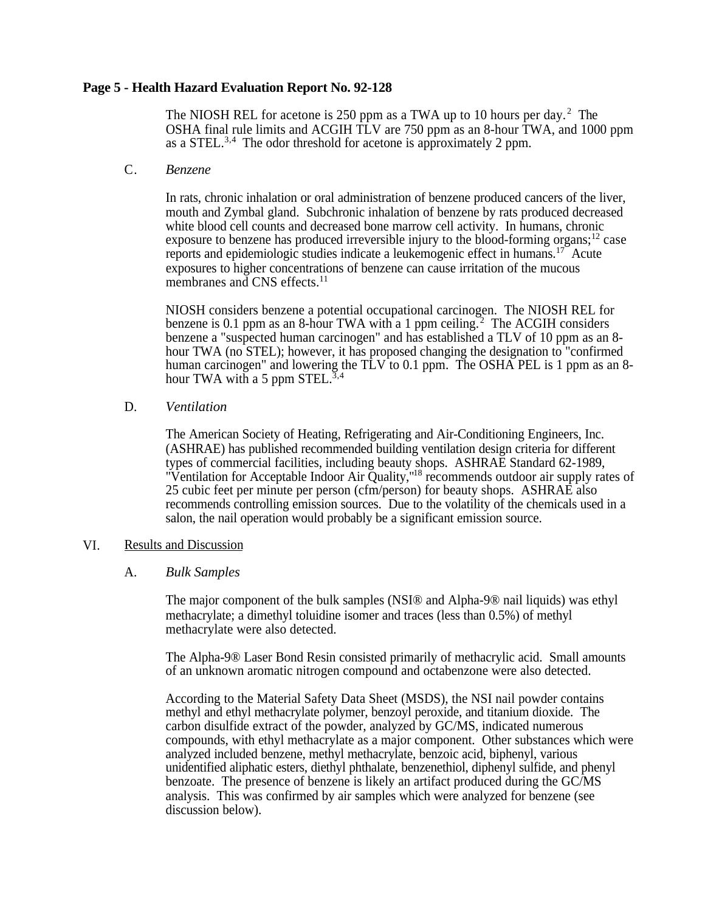The NIOSH REL for acetone is 250 ppm as a TWA up to 10 hours per day.[2] The OSHA final rule limits and ACGIH TLV are 750 ppm as an 8-hour TWA, and 1000 ppm as a STEL.[3,4] The odor threshold for acetone is approximately 2 ppm.

C. *Benzene*

In rats, chronic inhalation or oral administration of benzene produced cancers of the liver, mouth and Zymbal gland. Subchronic inhalation of benzene by rats produced decreased white blood cell counts and decreased bone marrow cell activity. In humans, chronic exposure to benzene has produced irreversible injury to the blood-forming organs;[12] case reports and epidemiologic studies indicate a leukemogenic effect in humans.[17] Acute exposures to higher concentrations of benzene can cause irritation of the mucous membranes and CNS effects.[11]

NIOSH considers benzene a potential occupational carcinogen. The NIOSH REL for benzene is 0.1 ppm as an 8-hour TWA with a 1 ppm ceiling.[2] The ACGIH considers benzene a "suspected human carcinogen" and has established a TLV of 10 ppm as an 8-hour TWA (no STEL); however, it has proposed changing the designation to "confirmed human carcinogen" and lowering the TLV to 0.1 ppm. The OSHA PEL is 1 ppm as an 8-hour TWA with a 5 ppm STEL.[3,4]

D. *Ventilation*

The American Society of Heating, Refrigerating and Air-Conditioning Engineers, Inc. (ASHRAE) has published recommended building ventilation design criteria for different types of commercial facilities, including beauty shops. ASHRAE Standard 62-1989, "Ventilation for Acceptable Indoor Air Quality,"[18] recommends outdoor air supply rates of 25 cubic feet per minute per person (cfm/person) for beauty shops. ASHRAE also recommends controlling emission sources. Due to the volatility of the chemicals used in a salon, the nail operation would probably be a significant emission source.

## VI. Results and Discussion

A. *Bulk Samples*

The major component of the bulk samples (NSI® and Alpha-9® nail liquids) was ethyl methacrylate; a dimethyl toluidine isomer and traces (less than 0.5%) of methyl methacrylate were also detected.

The Alpha-9® Laser Bond Resin consisted primarily of methacrylic acid. Small amounts of an unknown aromatic nitrogen compound and octabenzone were also detected.

According to the Material Safety Data Sheet (MSDS), the NSI nail powder contains methyl and ethyl methacrylate polymer, benzoyl peroxide, and titanium dioxide. The carbon disulfide extract of the powder, analyzed by GC/MS, indicated numerous compounds, with ethyl methacrylate as a major component. Other substances which were analyzed included benzene, methyl methacrylate, benzoic acid, biphenyl, various unidentified aliphatic esters, diethyl phthalate, benzenethiol, diphenyl sulfide, and phenyl benzoate. The presence of benzene is likely an artifact produced during the GC/MS analysis. This was confirmed by air samples which were analyzed for benzene (see discussion below).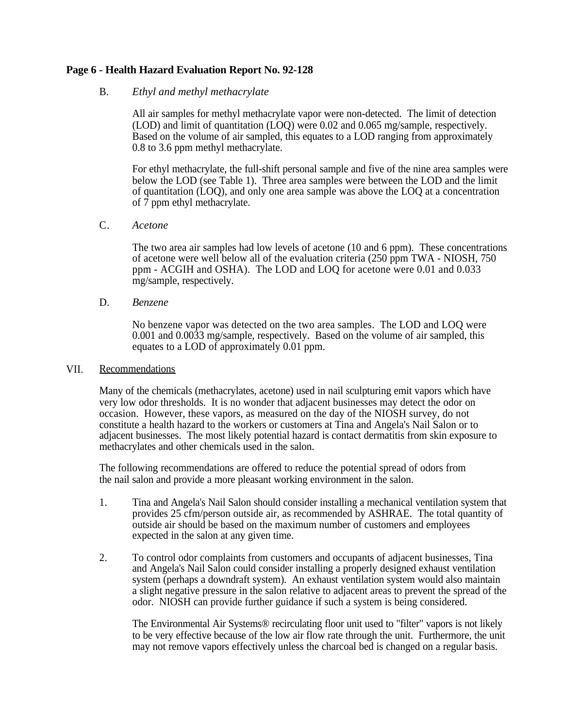B. *Ethyl and methyl methacrylate*

All air samples for methyl methacrylate vapor were non-detected. The limit of detection (LOD) and limit of quantitation (LOQ) were 0.02 and 0.065 mg/sample, respectively. Based on the volume of air sampled, this equates to a LOD ranging from approximately 0.8 to 3.6 ppm methyl methacrylate.

For ethyl methacrylate, the full-shift personal sample and five of the nine area samples were below the LOD (see Table 1). Three area samples were between the LOD and the limit of quantitation (LOQ), and only one area sample was above the LOQ at a concentration of 7 ppm ethyl methacrylate.

C. *Acetone*

The two area air samples had low levels of acetone (10 and 6 ppm). These concentrations of acetone were well below all of the evaluation criteria (250 ppm TWA - NIOSH, 750 ppm - ACGIH and OSHA). The LOD and LOQ for acetone were 0.01 and 0.033 mg/sample, respectively.

D. *Benzene*

No benzene vapor was detected on the two area samples. The LOD and LOQ were 0.001 and 0.0033 mg/sample, respectively. Based on the volume of air sampled, this equates to a LOD of approximately 0.01 ppm.

## VII. Recommendations

Many of the chemicals (methacrylates, acetone) used in nail sculpturing emit vapors which have very low odor thresholds. It is no wonder that adjacent businesses may detect the odor on occasion. However, these vapors, as measured on the day of the NIOSH survey, do not constitute a health hazard to the workers or customers at Tina and Angela's Nail Salon or to adjacent businesses. The most likely potential hazard is contact dermatitis from skin exposure to methacrylates and other chemicals used in the salon.

The following recommendations are offered to reduce the potential spread of odors from the nail salon and provide a more pleasant working environment in the salon.

1. Tina and Angela's Nail Salon should consider installing a mechanical ventilation system that provides 25 cfm/person outside air, as recommended by ASHRAE. The total quantity of outside air should be based on the maximum number of customers and employees expected in the salon at any given time.

2. To control odor complaints from customers and occupants of adjacent businesses, Tina and Angela's Nail Salon could consider installing a properly designed exhaust ventilation system (perhaps a downdraft system). An exhaust ventilation system would also maintain a slight negative pressure in the salon relative to adjacent areas to prevent the spread of the odor. NIOSH can provide further guidance if such a system is being considered.

   The Environmental Air Systems® recirculating floor unit used to "filter" vapors is not likely to be very effective because of the low air flow rate through the unit. Furthermore, the unit may not remove vapors effectively unless the charcoal bed is changed on a regular basis.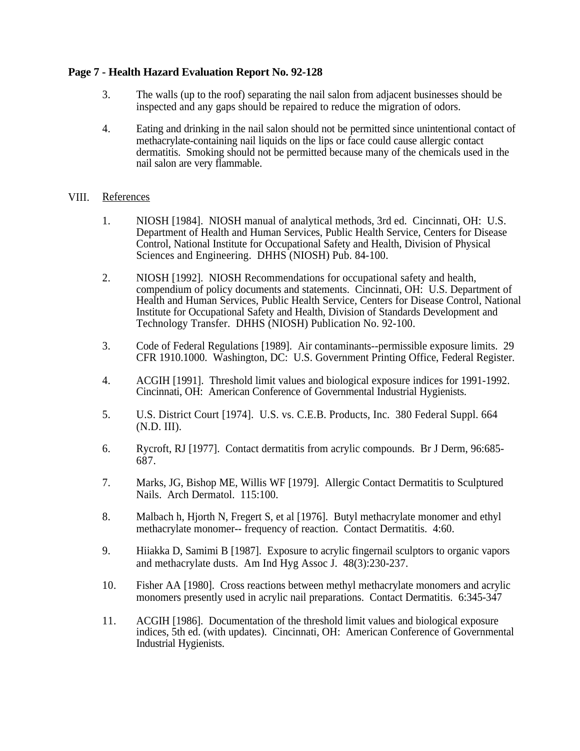3. The walls (up to the roof) separating the nail salon from adjacent businesses should be inspected and any gaps should be repaired to reduce the migration of odors.

4. Eating and drinking in the nail salon should not be permitted since unintentional contact of methacrylate-containing nail liquids on the lips or face could cause allergic contact dermatitis. Smoking should not be permitted because many of the chemicals used in the nail salon are very flammable.

## VIII. References

1. NIOSH [1984]. NIOSH manual of analytical methods, 3rd ed. Cincinnati, OH: U.S. Department of Health and Human Services, Public Health Service, Centers for Disease Control, National Institute for Occupational Safety and Health, Division of Physical Sciences and Engineering. DHHS (NIOSH) Pub. 84-100.

2. NIOSH [1992]. NIOSH Recommendations for occupational safety and health, compendium of policy documents and statements. Cincinnati, OH: U.S. Department of Health and Human Services, Public Health Service, Centers for Disease Control, National Institute for Occupational Safety and Health, Division of Standards Development and Technology Transfer. DHHS (NIOSH) Publication No. 92-100.

3. Code of Federal Regulations [1989]. Air contaminants--permissible exposure limits. 29 CFR 1910.1000. Washington, DC: U.S. Government Printing Office, Federal Register.

4. ACGIH [1991]. Threshold limit values and biological exposure indices for 1991-1992. Cincinnati, OH: American Conference of Governmental Industrial Hygienists.

5. U.S. District Court [1974]. U.S. vs. C.E.B. Products, Inc. 380 Federal Suppl. 664 (N.D. III).

6. Rycroft, RJ [1977]. Contact dermatitis from acrylic compounds. Br J Derm, 96:685-687.

7. Marks, JG, Bishop ME, Willis WF [1979]. Allergic Contact Dermatitis to Sculptured Nails. Arch Dermatol. 115:100.

8. Malbach h, Hjorth N, Fregert S, et al [1976]. Butyl methacrylate monomer and ethyl methacrylate monomer-- frequency of reaction. Contact Dermatitis. 4:60.

9. Hiiakka D, Samimi B [1987]. Exposure to acrylic fingernail sculptors to organic vapors and methacrylate dusts. Am Ind Hyg Assoc J. 48(3):230-237.

10. Fisher AA [1980]. Cross reactions between methyl methacrylate monomers and acrylic monomers presently used in acrylic nail preparations. Contact Dermatitis. 6:345-347

11. ACGIH [1986]. Documentation of the threshold limit values and biological exposure indices, 5th ed. (with updates). Cincinnati, OH: American Conference of Governmental Industrial Hygienists.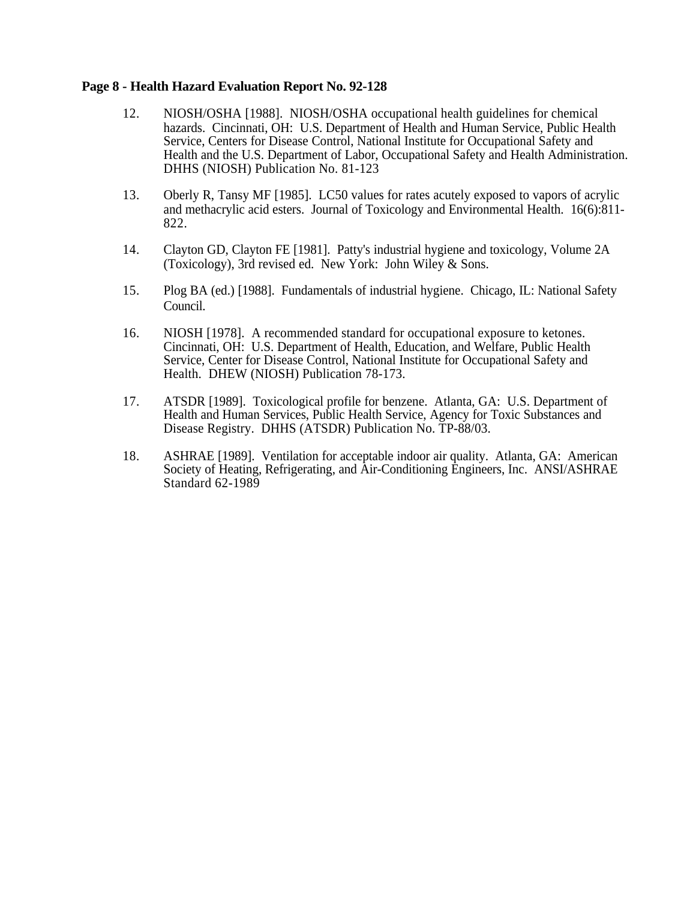12. NIOSH/OSHA [1988]. NIOSH/OSHA occupational health guidelines for chemical hazards. Cincinnati, OH: U.S. Department of Health and Human Service, Public Health Service, Centers for Disease Control, National Institute for Occupational Safety and Health and the U.S. Department of Labor, Occupational Safety and Health Administration. DHHS (NIOSH) Publication No. 81-123

13. Oberly R, Tansy MF [1985]. LC50 values for rates acutely exposed to vapors of acrylic and methacrylic acid esters. Journal of Toxicology and Environmental Health. 16(6):811-822.

14. Clayton GD, Clayton FE [1981]. Patty's industrial hygiene and toxicology, Volume 2A (Toxicology), 3rd revised ed. New York: John Wiley & Sons.

15. Plog BA (ed.) [1988]. Fundamentals of industrial hygiene. Chicago, IL: National Safety Council.

16. NIOSH [1978]. A recommended standard for occupational exposure to ketones. Cincinnati, OH: U.S. Department of Health, Education, and Welfare, Public Health Service, Center for Disease Control, National Institute for Occupational Safety and Health. DHEW (NIOSH) Publication 78-173.

17. ATSDR [1989]. Toxicological profile for benzene. Atlanta, GA: U.S. Department of Health and Human Services, Public Health Service, Agency for Toxic Substances and Disease Registry. DHHS (ATSDR) Publication No. TP-88/03.

18. ASHRAE [1989]. Ventilation for acceptable indoor air quality. Atlanta, GA: American Society of Heating, Refrigerating, and Air-Conditioning Engineers, Inc. ANSI/ASHRAE Standard 62-1989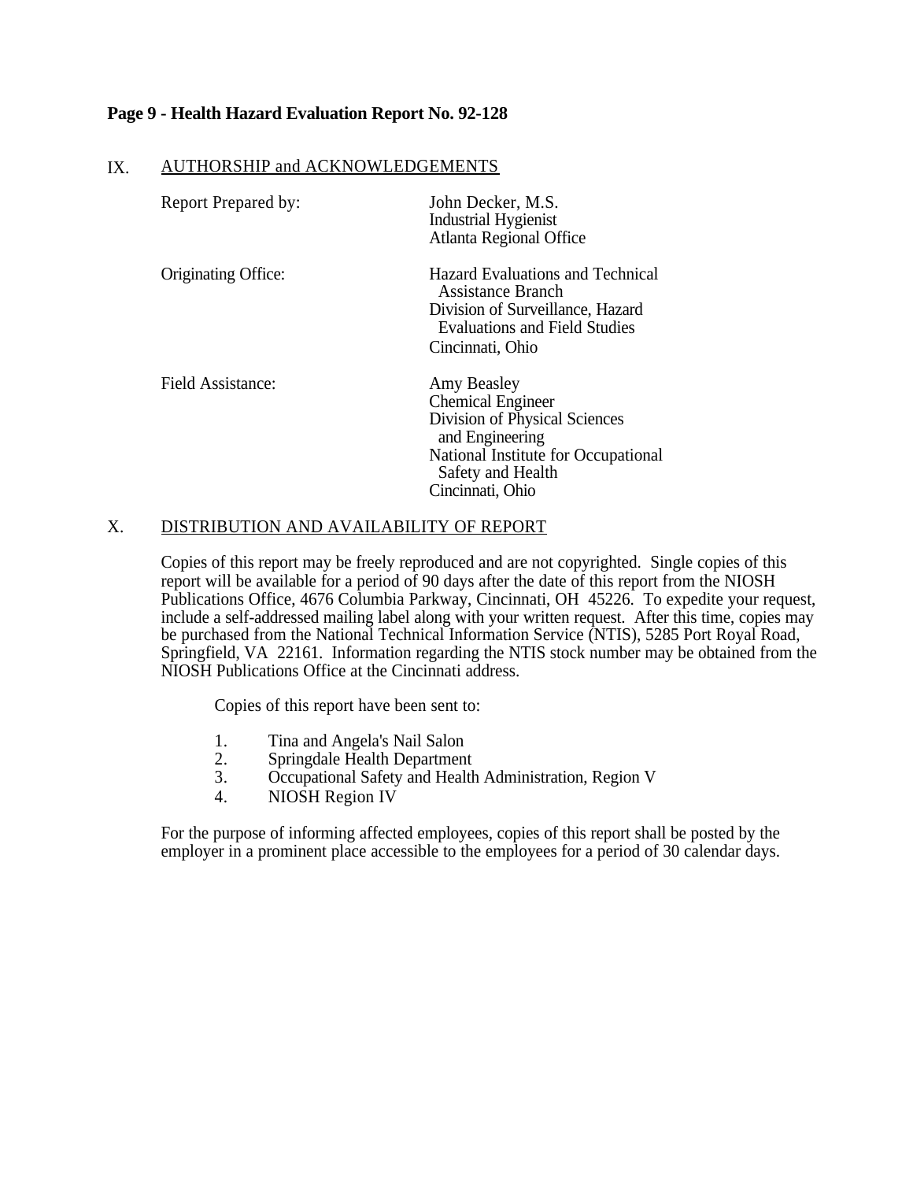## IX. AUTHORSHIP and ACKNOWLEDGEMENTS

| | |
|---|---|
| Report Prepared by: | John Decker, M.S.<br>Industrial Hygienist<br>Atlanta Regional Office |
| Originating Office: | Hazard Evaluations and Technical Assistance Branch<br>Division of Surveillance, Hazard Evaluations and Field Studies<br>Cincinnati, Ohio |
| Field Assistance: | Amy Beasley<br>Chemical Engineer<br>Division of Physical Sciences and Engineering<br>National Institute for Occupational Safety and Health<br>Cincinnati, Ohio |

## X. DISTRIBUTION AND AVAILABILITY OF REPORT

Copies of this report may be freely reproduced and are not copyrighted. Single copies of this report will be available for a period of 90 days after the date of this report from the NIOSH Publications Office, 4676 Columbia Parkway, Cincinnati, OH 45226. To expedite your request, include a self-addressed mailing label along with your written request. After this time, copies may be purchased from the National Technical Information Service (NTIS), 5285 Port Royal Road, Springfield, VA 22161. Information regarding the NTIS stock number may be obtained from the NIOSH Publications Office at the Cincinnati address.

Copies of this report have been sent to:

1. Tina and Angela's Nail Salon
2. Springdale Health Department
3. Occupational Safety and Health Administration, Region V
4. NIOSH Region IV

For the purpose of informing affected employees, copies of this report shall be posted by the employer in a prominent place accessible to the employees for a period of 30 calendar days.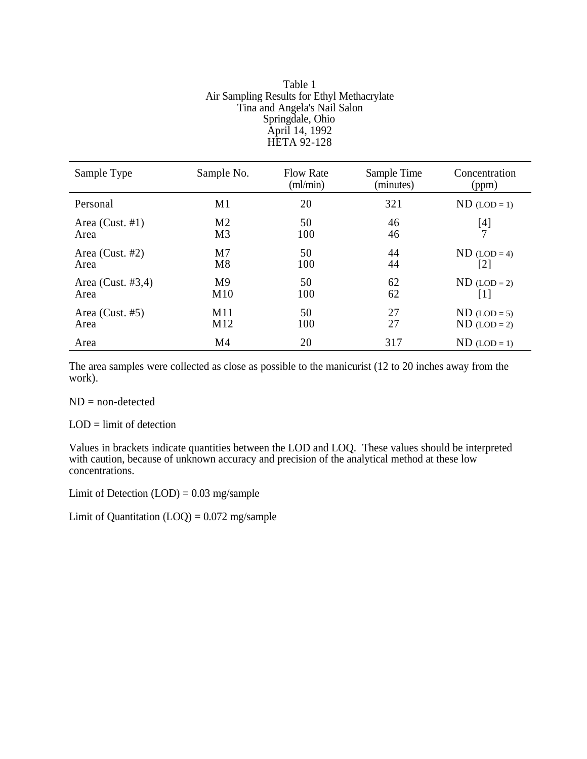Table 1
Air Sampling Results for Ethyl Methacrylate
Tina and Angela's Nail Salon
Springdale, Ohio
April 14, 1992
HETA 92-128

| Sample Type | Sample No. | Flow Rate (ml/min) | Sample Time (minutes) | Concentration (ppm) |
|---|---|---|---|---|
| Personal | M1 | 20 | 321 | ND (LOD = 1) |
| Area (Cust. #1) | M2 | 50 | 46 | [4] |
| Area | M3 | 100 | 46 | 7 |
| Area (Cust. #2) | M7 | 50 | 44 | ND (LOD = 4) |
| Area | M8 | 100 | 44 | [2] |
| Area (Cust. #3,4) | M9 | 50 | 62 | ND (LOD = 2) |
| Area | M10 | 100 | 62 | [1] |
| Area (Cust. #5) | M11 | 50 | 27 | ND (LOD = 5) |
| Area | M12 | 100 | 27 | ND (LOD = 2) |
| Area | M4 | 20 | 317 | ND (LOD = 1) |

The area samples were collected as close as possible to the manicurist (12 to 20 inches away from the work).

ND = non-detected

LOD = limit of detection

Values in brackets indicate quantities between the LOD and LOQ. These values should be interpreted with caution, because of unknown accuracy and precision of the analytical method at these low concentrations.

Limit of Detection (LOD) = 0.03 mg/sample

Limit of Quantitation (LOQ) = 0.072 mg/sample